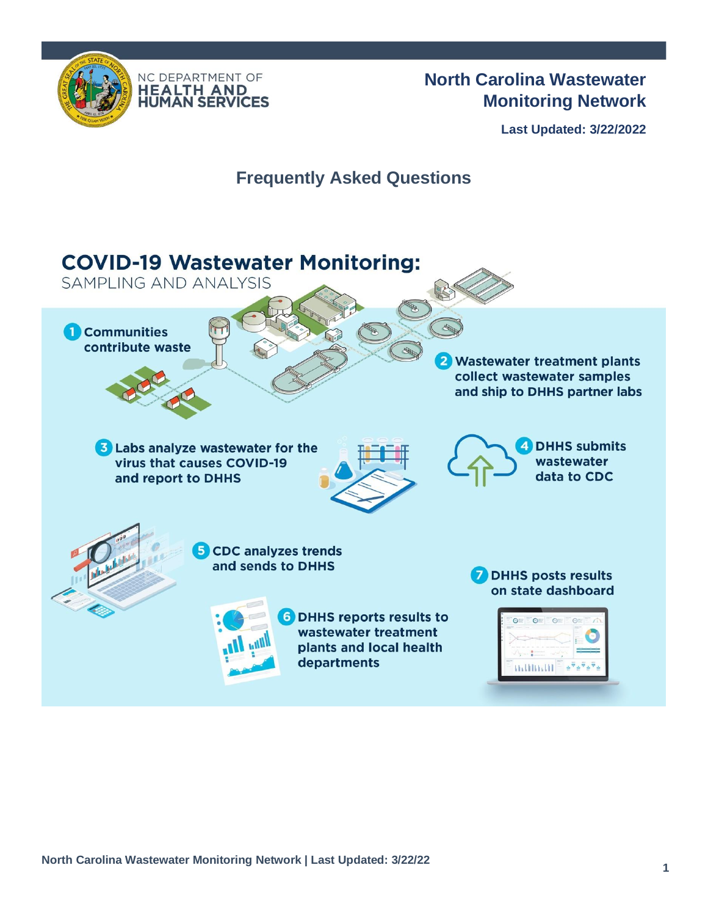NC DEPARTMENT OF HEALTH AND HUMAN SERVICES

# North Carolina Wastewater Monitoring Network

**Last Updated: 3/22/2022**

## Frequently Asked Questions

### COVID-19 Wastewater Monitoring:

SAMPLING AND ANALYSIS

1. Communities contribute waste
2. Wastewater treatment plants collect wastewater samples and ship to DHHS partner labs
3. Labs analyze wastewater for the virus that causes COVID-19 and report to DHHS
4. DHHS submits wastewater data to CDC
5. CDC analyzes trends and sends to DHHS
6. DHHS reports results to wastewater treatment plants and local health departments
7. DHHS posts results on state dashboard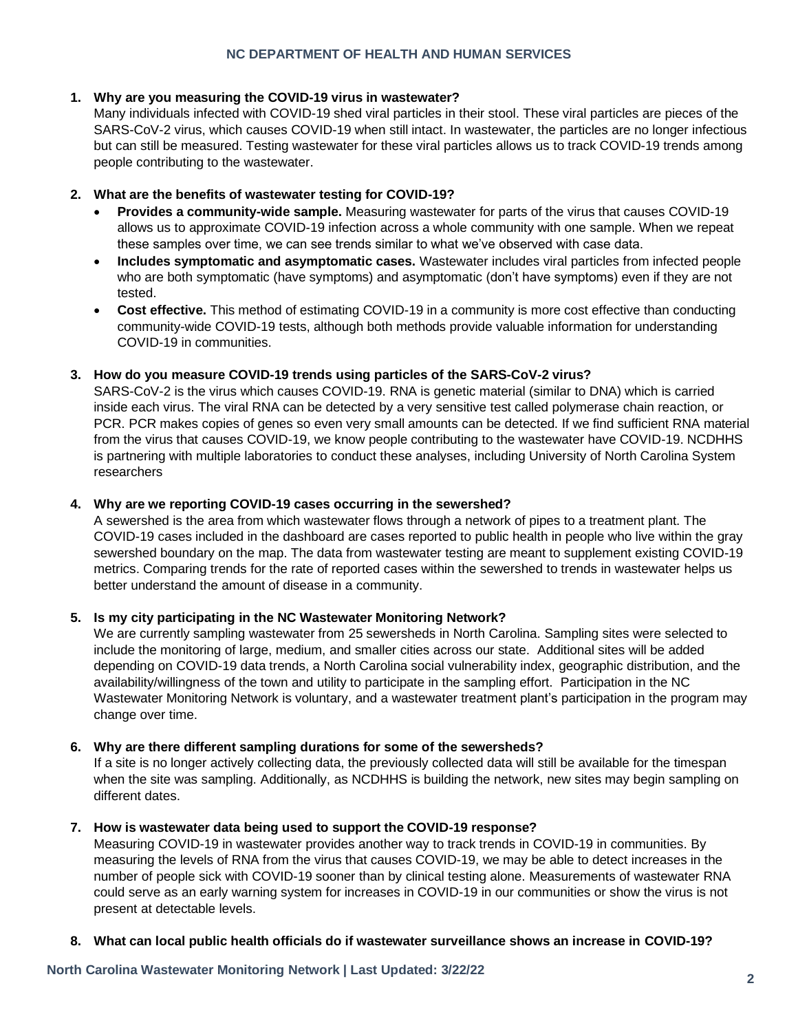1. **Why are you measuring the COVID-19 virus in wastewater?**
   Many individuals infected with COVID-19 shed viral particles in their stool. These viral particles are pieces of the SARS-CoV-2 virus, which causes COVID-19 when still intact. In wastewater, the particles are no longer infectious but can still be measured. Testing wastewater for these viral particles allows us to track COVID-19 trends among people contributing to the wastewater.

2. **What are the benefits of wastewater testing for COVID-19?**
   - **Provides a community-wide sample.** Measuring wastewater for parts of the virus that causes COVID-19 allows us to approximate COVID-19 infection across a whole community with one sample. When we repeat these samples over time, we can see trends similar to what we've observed with case data.
   - **Includes symptomatic and asymptomatic cases.** Wastewater includes viral particles from infected people who are both symptomatic (have symptoms) and asymptomatic (don't have symptoms) even if they are not tested.
   - **Cost effective.** This method of estimating COVID-19 in a community is more cost effective than conducting community-wide COVID-19 tests, although both methods provide valuable information for understanding COVID-19 in communities.

3. **How do you measure COVID-19 trends using particles of the SARS-CoV-2 virus?**
   SARS-CoV-2 is the virus which causes COVID-19. RNA is genetic material (similar to DNA) which is carried inside each virus. The viral RNA can be detected by a very sensitive test called polymerase chain reaction, or PCR. PCR makes copies of genes so even very small amounts can be detected. If we find sufficient RNA material from the virus that causes COVID-19, we know people contributing to the wastewater have COVID-19. NCDHHS is partnering with multiple laboratories to conduct these analyses, including University of North Carolina System researchers

4. **Why are we reporting COVID-19 cases occurring in the sewershed?**
   A sewershed is the area from which wastewater flows through a network of pipes to a treatment plant. The COVID-19 cases included in the dashboard are cases reported to public health in people who live within the gray sewershed boundary on the map. The data from wastewater testing are meant to supplement existing COVID-19 metrics. Comparing trends for the rate of reported cases within the sewershed to trends in wastewater helps us better understand the amount of disease in a community.

5. **Is my city participating in the NC Wastewater Monitoring Network?**
   We are currently sampling wastewater from 25 sewersheds in North Carolina. Sampling sites were selected to include the monitoring of large, medium, and smaller cities across our state. Additional sites will be added depending on COVID-19 data trends, a North Carolina social vulnerability index, geographic distribution, and the availability/willingness of the town and utility to participate in the sampling effort. Participation in the NC Wastewater Monitoring Network is voluntary, and a wastewater treatment plant's participation in the program may change over time.

6. **Why are there different sampling durations for some of the sewersheds?**
   If a site is no longer actively collecting data, the previously collected data will still be available for the timespan when the site was sampling. Additionally, as NCDHHS is building the network, new sites may begin sampling on different dates.

7. **How is wastewater data being used to support the COVID-19 response?**
   Measuring COVID-19 in wastewater provides another way to track trends in COVID-19 in communities. By measuring the levels of RNA from the virus that causes COVID-19, we may be able to detect increases in the number of people sick with COVID-19 sooner than by clinical testing alone. Measurements of wastewater RNA could serve as an early warning system for increases in COVID-19 in our communities or show the virus is not present at detectable levels.

8. **What can local public health officials do if wastewater surveillance shows an increase in COVID-19?**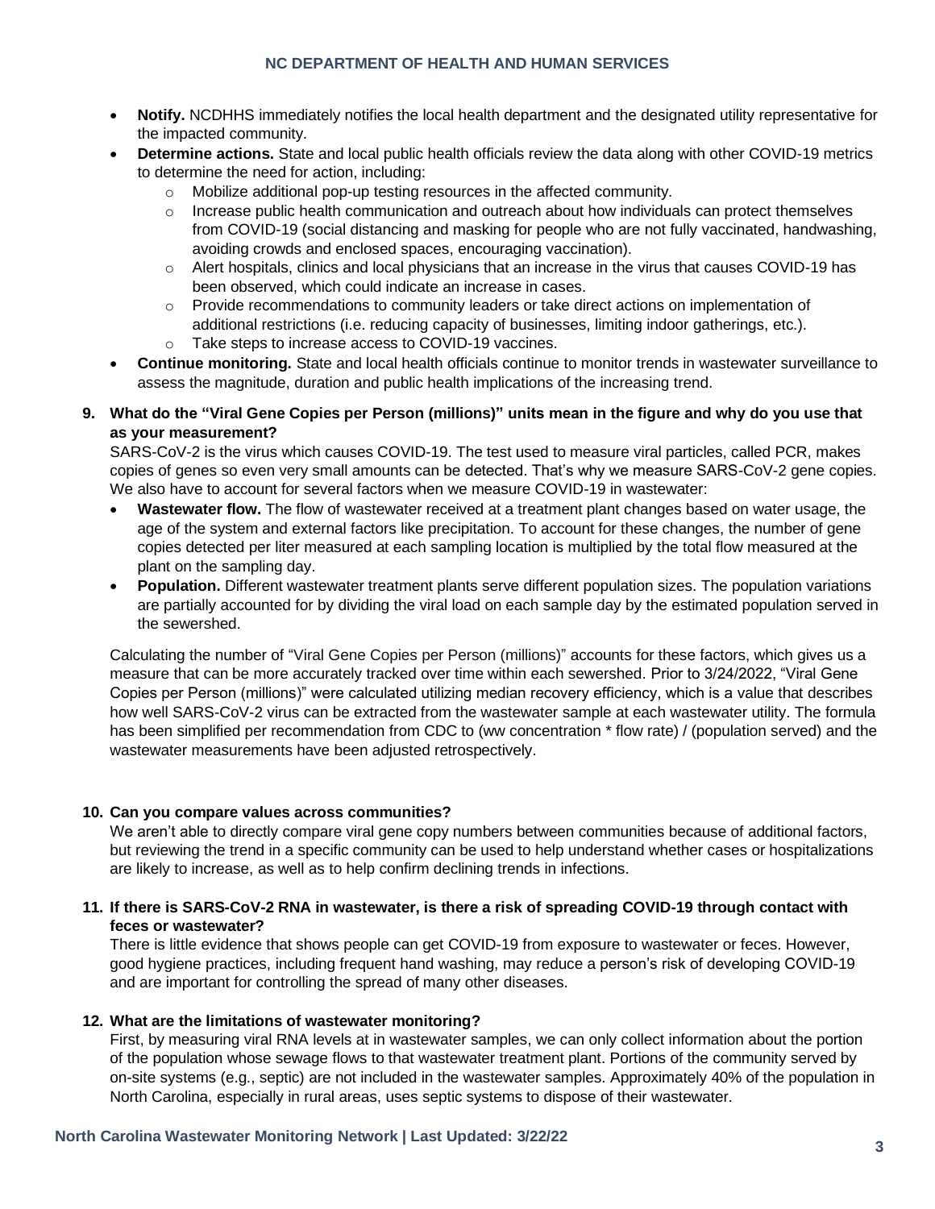- **Notify.** NCDHHS immediately notifies the local health department and the designated utility representative for the impacted community.
- **Determine actions.** State and local public health officials review the data along with other COVID-19 metrics to determine the need for action, including:
  - Mobilize additional pop-up testing resources in the affected community.
  - Increase public health communication and outreach about how individuals can protect themselves from COVID-19 (social distancing and masking for people who are not fully vaccinated, handwashing, avoiding crowds and enclosed spaces, encouraging vaccination).
  - Alert hospitals, clinics and local physicians that an increase in the virus that causes COVID-19 has been observed, which could indicate an increase in cases.
  - Provide recommendations to community leaders or take direct actions on implementation of additional restrictions (i.e. reducing capacity of businesses, limiting indoor gatherings, etc.).
  - Take steps to increase access to COVID-19 vaccines.
- **Continue monitoring.** State and local health officials continue to monitor trends in wastewater surveillance to assess the magnitude, duration and public health implications of the increasing trend.

**9. What do the "Viral Gene Copies per Person (millions)" units mean in the figure and why do you use that as your measurement?**

SARS-CoV-2 is the virus which causes COVID-19. The test used to measure viral particles, called PCR, makes copies of genes so even very small amounts can be detected. That's why we measure SARS-CoV-2 gene copies. We also have to account for several factors when we measure COVID-19 in wastewater:

- **Wastewater flow.** The flow of wastewater received at a treatment plant changes based on water usage, the age of the system and external factors like precipitation. To account for these changes, the number of gene copies detected per liter measured at each sampling location is multiplied by the total flow measured at the plant on the sampling day.
- **Population.** Different wastewater treatment plants serve different population sizes. The population variations are partially accounted for by dividing the viral load on each sample day by the estimated population served in the sewershed.

Calculating the number of "Viral Gene Copies per Person (millions)" accounts for these factors, which gives us a measure that can be more accurately tracked over time within each sewershed. Prior to 3/24/2022, "Viral Gene Copies per Person (millions)" were calculated utilizing median recovery efficiency, which is a value that describes how well SARS-CoV-2 virus can be extracted from the wastewater sample at each wastewater utility. The formula has been simplified per recommendation from CDC to (ww concentration * flow rate) / (population served) and the wastewater measurements have been adjusted retrospectively.

**10. Can you compare values across communities?**

We aren't able to directly compare viral gene copy numbers between communities because of additional factors, but reviewing the trend in a specific community can be used to help understand whether cases or hospitalizations are likely to increase, as well as to help confirm declining trends in infections.

**11. If there is SARS-CoV-2 RNA in wastewater, is there a risk of spreading COVID-19 through contact with feces or wastewater?**

There is little evidence that shows people can get COVID-19 from exposure to wastewater or feces. However, good hygiene practices, including frequent hand washing, may reduce a person's risk of developing COVID-19 and are important for controlling the spread of many other diseases.

**12. What are the limitations of wastewater monitoring?**

First, by measuring viral RNA levels at in wastewater samples, we can only collect information about the portion of the population whose sewage flows to that wastewater treatment plant. Portions of the community served by on-site systems (e.g., septic) are not included in the wastewater samples. Approximately 40% of the population in North Carolina, especially in rural areas, uses septic systems to dispose of their wastewater.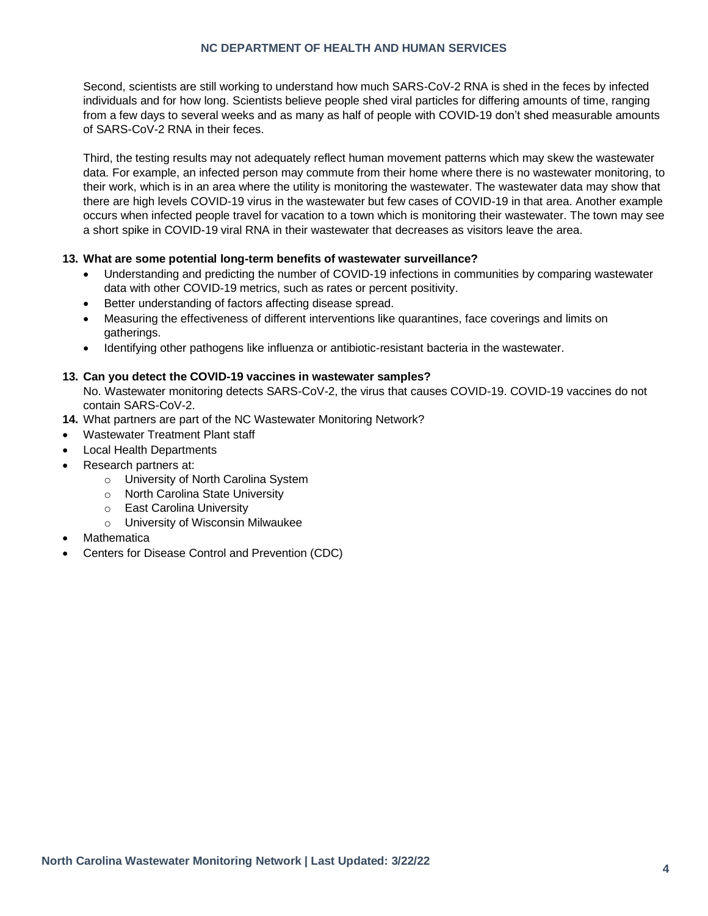Second, scientists are still working to understand how much SARS-CoV-2 RNA is shed in the feces by infected individuals and for how long. Scientists believe people shed viral particles for differing amounts of time, ranging from a few days to several weeks and as many as half of people with COVID-19 don't shed measurable amounts of SARS-CoV-2 RNA in their feces.

Third, the testing results may not adequately reflect human movement patterns which may skew the wastewater data. For example, an infected person may commute from their home where there is no wastewater monitoring, to their work, which is in an area where the utility is monitoring the wastewater. The wastewater data may show that there are high levels COVID-19 virus in the wastewater but few cases of COVID-19 in that area. Another example occurs when infected people travel for vacation to a town which is monitoring their wastewater. The town may see a short spike in COVID-19 viral RNA in their wastewater that decreases as visitors leave the area.

**13. What are some potential long-term benefits of wastewater surveillance?**

- Understanding and predicting the number of COVID-19 infections in communities by comparing wastewater data with other COVID-19 metrics, such as rates or percent positivity.
- Better understanding of factors affecting disease spread.
- Measuring the effectiveness of different interventions like quarantines, face coverings and limits on gatherings.
- Identifying other pathogens like influenza or antibiotic-resistant bacteria in the wastewater.

**13. Can you detect the COVID-19 vaccines in wastewater samples?**

No. Wastewater monitoring detects SARS-CoV-2, the virus that causes COVID-19. COVID-19 vaccines do not contain SARS-CoV-2.

**14.** What partners are part of the NC Wastewater Monitoring Network?

- Wastewater Treatment Plant staff
- Local Health Departments
- Research partners at:
  - University of North Carolina System
  - North Carolina State University
  - East Carolina University
  - University of Wisconsin Milwaukee
- Mathematica
- Centers for Disease Control and Prevention (CDC)